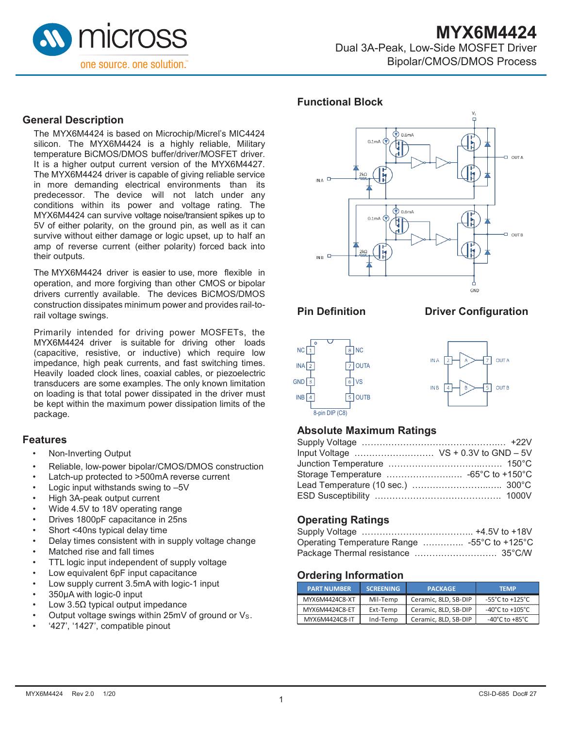# MYX6M4424

Dual 3A-Peak, Low-Side MOSFET Driver
Bipolar/CMOS/DMOS Process

## General Description

The MYX6M4424 is based on Microchip/Micrel's MIC4424 silicon. The MYX6M4424 is a highly reliable, Military temperature BiCMOS/DMOS buffer/driver/MOSFET driver. It is a higher output current version of the MYX6M4427. The MYX6M4424 driver is capable of giving reliable service in more demanding electrical environments than its predecessor. The device will not latch under any conditions within its power and voltage rating. The MYX6M4424 can survive voltage noise/transient spikes up to 5V of either polarity, on the ground pin, as well as it can survive without either damage or logic upset, up to half an amp of reverse current (either polarity) forced back into their outputs.

The MYX6M4424 driver is easier to use, more flexible in operation, and more forgiving than other CMOS or bipolar drivers currently available. The devices BiCMOS/DMOS construction dissipates minimum power and provides rail-to-rail voltage swings.

Primarily intended for driving power MOSFETs, the MYX6M4424 driver is suitable for driving other loads (capacitive, resistive, or inductive) which require low impedance, high peak currents, and fast switching times. Heavily loaded clock lines, coaxial cables, or piezoelectric transducers are some examples. The only known limitation on loading is that total power dissipated in the driver must be kept within the maximum power dissipation limits of the package.

## Features

- Non-Inverting Output
- Reliable, low-power bipolar/CMOS/DMOS construction
- Latch-up protected to >500mA reverse current
- Logic input withstands swing to –5V
- High 3A-peak output current
- Wide 4.5V to 18V operating range
- Drives 1800pF capacitance in 25ns
- Short <40ns typical delay time
- Delay times consistent with in supply voltage change
- Matched rise and fall times
- TTL logic input independent of supply voltage
- Low equivalent 6pF input capacitance
- Low supply current 3.5mA with logic-1 input
- 350µA with logic-0 input
- Low 3.5Ω typical output impedance
- Output voltage swings within 25mV of ground or $V_S$.
- '427', '1427', compatible pinout

## Functional Block

## Pin Definition

| Pin | Name | Pin | Name |
|---|---|---|---|
| 1 | NC | 8 | NC |
| 2 | INA | 7 | OUTA |
| 3 | GND | 6 | VS |
| 4 | INB | 5 | OUTB |

8-pin DIP (C8)

## Driver Configuration

IN A (2) → A → (7) OUT A
IN B (4) → B → (5) OUT B

## Absolute Maximum Ratings

| Parameter | Rating |
|---|---|
| Supply Voltage | +22V |
| Input Voltage | VS + 0.3V to GND – 5V |
| Junction Temperature | 150°C |
| Storage Temperature | -65°C to +150°C |
| Lead Temperature (10 sec.) | 300°C |
| ESD Susceptibility | 1000V |

## Operating Ratings

| Parameter | Rating |
|---|---|
| Supply Voltage | +4.5V to +18V |
| Operating Temperature Range | -55°C to +125°C |
| Package Thermal resistance | 35°C/W |

## Ordering Information

| PART NUMBER | SCREENING | PACKAGE | TEMP |
|---|---|---|---|
| MYX6M4424C8-XT | Mil-Temp | Ceramic, 8LD, SB-DIP | -55°C to +125°C |
| MYX6M4424C8-ET | Ext-Temp | Ceramic, 8LD, SB-DIP | -40°C to +105°C |
| MYX6M4424C8-IT | Ind-Temp | Ceramic, 8LD, SB-DIP | -40°C to +85°C |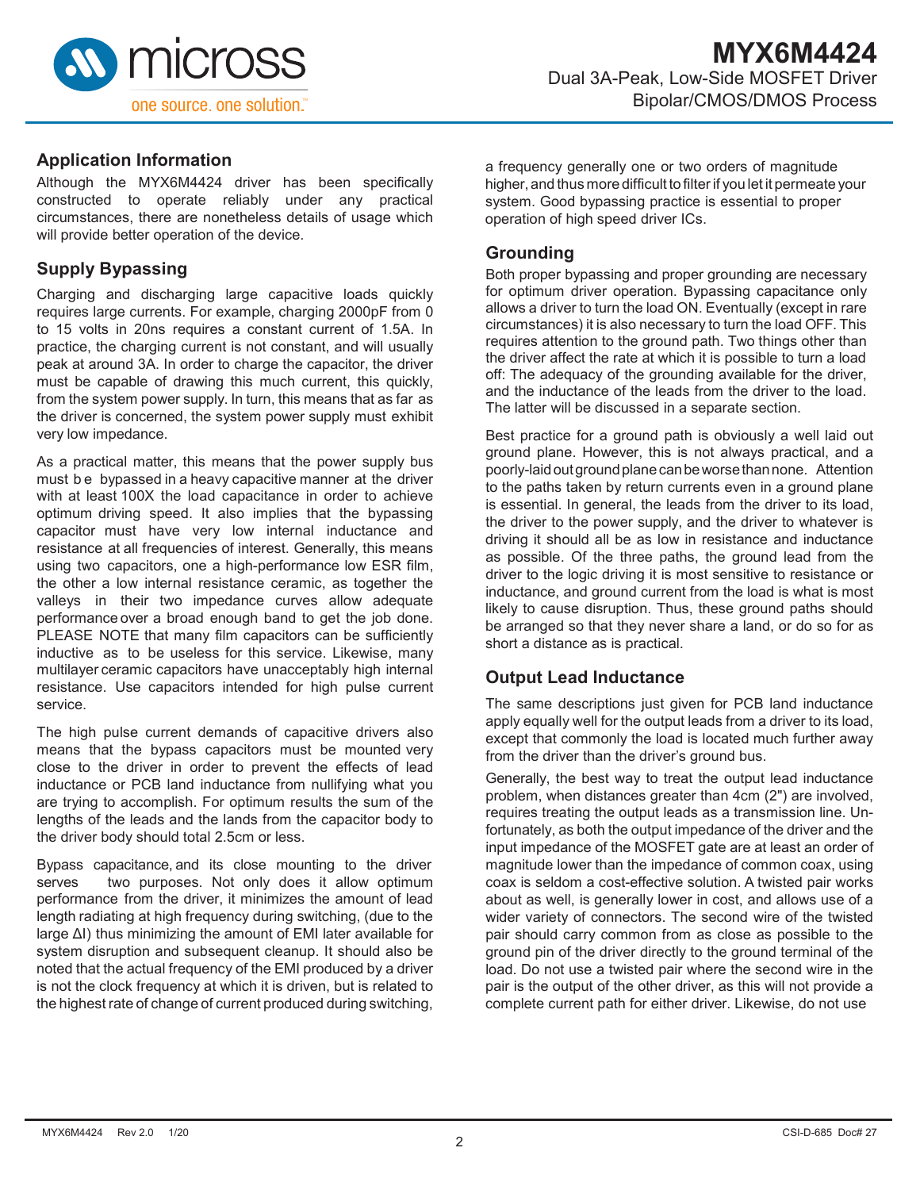## Application Information

Although the MYX6M4424 driver has been specifically constructed to operate reliably under any practical circumstances, there are nonetheless details of usage which will provide better operation of the device.

## Supply Bypassing

Charging and discharging large capacitive loads quickly requires large currents. For example, charging 2000pF from 0 to 15 volts in 20ns requires a constant current of 1.5A. In practice, the charging current is not constant, and will usually peak at around 3A. In order to charge the capacitor, the driver must be capable of drawing this much current, this quickly, from the system power supply. In turn, this means that as far as the driver is concerned, the system power supply must exhibit very low impedance.

As a practical matter, this means that the power supply bus must be bypassed in a heavy capacitive manner at the driver with at least 100X the load capacitance in order to achieve optimum driving speed. It also implies that the bypassing capacitor must have very low internal inductance and resistance at all frequencies of interest. Generally, this means using two capacitors, one a high-performance low ESR film, the other a low internal resistance ceramic, as together the valleys in their two impedance curves allow adequate performance over a broad enough band to get the job done. PLEASE NOTE that many film capacitors can be sufficiently inductive as to be useless for this service. Likewise, many multilayer ceramic capacitors have unacceptably high internal resistance. Use capacitors intended for high pulse current service.

The high pulse current demands of capacitive drivers also means that the bypass capacitors must be mounted very close to the driver in order to prevent the effects of lead inductance or PCB land inductance from nullifying what you are trying to accomplish. For optimum results the sum of the lengths of the leads and the lands from the capacitor body to the driver body should total 2.5cm or less.

Bypass capacitance, and its close mounting to the driver serves two purposes. Not only does it allow optimum performance from the driver, it minimizes the amount of lead length radiating at high frequency during switching, (due to the large ΔI) thus minimizing the amount of EMI later available for system disruption and subsequent cleanup. It should also be noted that the actual frequency of the EMI produced by a driver is not the clock frequency at which it is driven, but is related to the highest rate of change of current produced during switching, a frequency generally one or two orders of magnitude higher, and thus more difficult to filter if you let it permeate your system. Good bypassing practice is essential to proper operation of high speed driver ICs.

## Grounding

Both proper bypassing and proper grounding are necessary for optimum driver operation. Bypassing capacitance only allows a driver to turn the load ON. Eventually (except in rare circumstances) it is also necessary to turn the load OFF. This requires attention to the ground path. Two things other than the driver affect the rate at which it is possible to turn a load off: The adequacy of the grounding available for the driver, and the inductance of the leads from the driver to the load. The latter will be discussed in a separate section.

Best practice for a ground path is obviously a well laid out ground plane. However, this is not always practical, and a poorly-laid out ground plane can be worse than none. Attention to the paths taken by return currents even in a ground plane is essential. In general, the leads from the driver to its load, the driver to the power supply, and the driver to whatever is driving it should all be as low in resistance and inductance as possible. Of the three paths, the ground lead from the driver to the logic driving it is most sensitive to resistance or inductance, and ground current from the load is what is most likely to cause disruption. Thus, these ground paths should be arranged so that they never share a land, or do so for as short a distance as is practical.

## Output Lead Inductance

The same descriptions just given for PCB land inductance apply equally well for the output leads from a driver to its load, except that commonly the load is located much further away from the driver than the driver's ground bus.

Generally, the best way to treat the output lead inductance problem, when distances greater than 4cm (2") are involved, requires treating the output leads as a transmission line. Unfortunately, as both the output impedance of the driver and the input impedance of the MOSFET gate are at least an order of magnitude lower than the impedance of common coax, using coax is seldom a cost-effective solution. A twisted pair works about as well, is generally lower in cost, and allows use of a wider variety of connectors. The second wire of the twisted pair should carry common from as close as possible to the ground pin of the driver directly to the ground terminal of the load. Do not use a twisted pair where the second wire in the pair is the output of the other driver, as this will not provide a complete current path for either driver. Likewise, do not use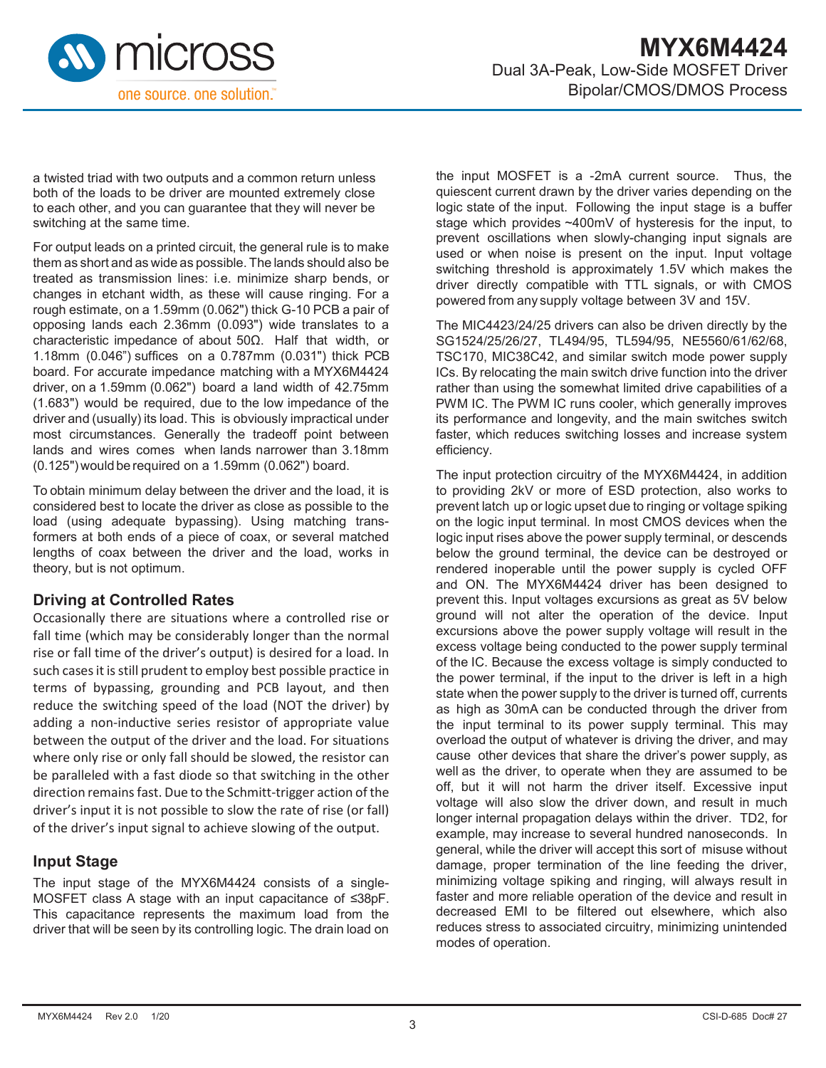a twisted triad with two outputs and a common return unless both of the loads to be driver are mounted extremely close to each other, and you can guarantee that they will never be switching at the same time.

For output leads on a printed circuit, the general rule is to make them as short and as wide as possible. The lands should also be treated as transmission lines: i.e. minimize sharp bends, or changes in etchant width, as these will cause ringing. For a rough estimate, on a 1.59mm (0.062") thick G-10 PCB a pair of opposing lands each 2.36mm (0.093") wide translates to a characteristic impedance of about 50Ω. Half that width, or 1.18mm (0.046") suffices on a 0.787mm (0.031") thick PCB board. For accurate impedance matching with a MYX6M4424 driver, on a 1.59mm (0.062") board a land width of 42.75mm (1.683") would be required, due to the low impedance of the driver and (usually) its load. This is obviously impractical under most circumstances. Generally the tradeoff point between lands and wires comes when lands narrower than 3.18mm (0.125") would be required on a 1.59mm (0.062") board.

To obtain minimum delay between the driver and the load, it is considered best to locate the driver as close as possible to the load (using adequate bypassing). Using matching transformers at both ends of a piece of coax, or several matched lengths of coax between the driver and the load, works in theory, but is not optimum.

## Driving at Controlled Rates

Occasionally there are situations where a controlled rise or fall time (which may be considerably longer than the normal rise or fall time of the driver's output) is desired for a load. In such cases it is still prudent to employ best possible practice in terms of bypassing, grounding and PCB layout, and then reduce the switching speed of the load (NOT the driver) by adding a non-inductive series resistor of appropriate value between the output of the driver and the load. For situations where only rise or only fall should be slowed, the resistor can be paralleled with a fast diode so that switching in the other direction remains fast. Due to the Schmitt-trigger action of the driver's input it is not possible to slow the rate of rise (or fall) of the driver's input signal to achieve slowing of the output.

## Input Stage

The input stage of the MYX6M4424 consists of a single-MOSFET class A stage with an input capacitance of ≤38pF. This capacitance represents the maximum load from the driver that will be seen by its controlling logic. The drain load on the input MOSFET is a -2mA current source. Thus, the quiescent current drawn by the driver varies depending on the logic state of the input. Following the input stage is a buffer stage which provides ~400mV of hysteresis for the input, to prevent oscillations when slowly-changing input signals are used or when noise is present on the input. Input voltage switching threshold is approximately 1.5V which makes the driver directly compatible with TTL signals, or with CMOS powered from any supply voltage between 3V and 15V.

The MIC4423/24/25 drivers can also be driven directly by the SG1524/25/26/27, TL494/95, TL594/95, NE5560/61/62/68, TSC170, MIC38C42, and similar switch mode power supply ICs. By relocating the main switch drive function into the driver rather than using the somewhat limited drive capabilities of a PWM IC. The PWM IC runs cooler, which generally improves its performance and longevity, and the main switches switch faster, which reduces switching losses and increase system efficiency.

The input protection circuitry of the MYX6M4424, in addition to providing 2kV or more of ESD protection, also works to prevent latch up or logic upset due to ringing or voltage spiking on the logic input terminal. In most CMOS devices when the logic input rises above the power supply terminal, or descends below the ground terminal, the device can be destroyed or rendered inoperable until the power supply is cycled OFF and ON. The MYX6M4424 driver has been designed to prevent this. Input voltages excursions as great as 5V below ground will not alter the operation of the device. Input excursions above the power supply voltage will result in the excess voltage being conducted to the power supply terminal of the IC. Because the excess voltage is simply conducted to the power terminal, if the input to the driver is left in a high state when the power supply to the driver is turned off, currents as high as 30mA can be conducted through the driver from the input terminal to its power supply terminal. This may overload the output of whatever is driving the driver, and may cause other devices that share the driver's power supply, as well as the driver, to operate when they are assumed to be off, but it will not harm the driver itself. Excessive input voltage will also slow the driver down, and result in much longer internal propagation delays within the driver. TD2, for example, may increase to several hundred nanoseconds. In general, while the driver will accept this sort of misuse without damage, proper termination of the line feeding the driver, minimizing voltage spiking and ringing, will always result in faster and more reliable operation of the device and result in decreased EMI to be filtered out elsewhere, which also reduces stress to associated circuitry, minimizing unintended modes of operation.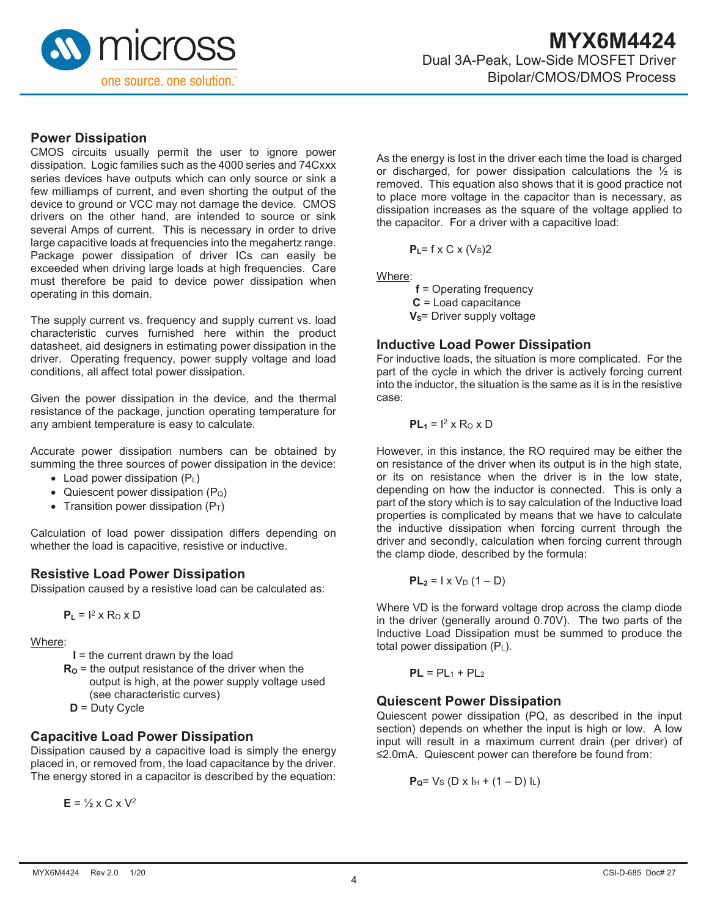## Power Dissipation

CMOS circuits usually permit the user to ignore power dissipation. Logic families such as the 4000 series and 74Cxxx series devices have outputs which can only source or sink a few milliamps of current, and even shorting the output of the device to ground or VCC may not damage the device. CMOS drivers on the other hand, are intended to source or sink several Amps of current. This is necessary in order to drive large capacitive loads at frequencies into the megahertz range. Package power dissipation of driver ICs can easily be exceeded when driving large loads at high frequencies. Care must therefore be paid to device power dissipation when operating in this domain.

The supply current vs. frequency and supply current vs. load characteristic curves furnished here within the product datasheet, aid designers in estimating power dissipation in the driver. Operating frequency, power supply voltage and load conditions, all affect total power dissipation.

Given the power dissipation in the device, and the thermal resistance of the package, junction operating temperature for any ambient temperature is easy to calculate.

Accurate power dissipation numbers can be obtained by summing the three sources of power dissipation in the device:

- Load power dissipation ($P_L$)
- Quiescent power dissipation ($P_Q$)
- Transition power dissipation ($P_T$)

Calculation of load power dissipation differs depending on whether the load is capacitive, resistive or inductive.

## Resistive Load Power Dissipation

Dissipation caused by a resistive load can be calculated as:

$$P_L = I^2 \times R_O \times D$$

Where:

**I** = the current drawn by the load
**$R_O$** = the output resistance of the driver when the output is high, at the power supply voltage used (see characteristic curves)
**D** = Duty Cycle

## Capacitive Load Power Dissipation

Dissipation caused by a capacitive load is simply the energy placed in, or removed from, the load capacitance by the driver. The energy stored in a capacitor is described by the equation:

$$E = \frac{1}{2} \times C \times V^2$$

As the energy is lost in the driver each time the load is charged or discharged, for power dissipation calculations the ½ is removed. This equation also shows that it is good practice not to place more voltage in the capacitor than is necessary, as dissipation increases as the square of the voltage applied to the capacitor. For a driver with a capacitive load:

$$P_L = f \times C \times (V_S)2$$

Where:

**f** = Operating frequency
**C** = Load capacitance
**$V_S$** = Driver supply voltage

## Inductive Load Power Dissipation

For inductive loads, the situation is more complicated. For the part of the cycle in which the driver is actively forcing current into the inductor, the situation is the same as it is in the resistive case:

$$PL_1 = I^2 \times R_O \times D$$

However, in this instance, the RO required may be either the on resistance of the driver when its output is in the high state, or its on resistance when the driver is in the low state, depending on how the inductor is connected. This is only a part of the story which is to say calculation of the Inductive load properties is complicated by means that we have to calculate the inductive dissipation when forcing current through the driver and secondly, calculation when forcing current through the clamp diode, described by the formula:

$$PL_2 = I \times V_D (1 - D)$$

Where VD is the forward voltage drop across the clamp diode in the driver (generally around 0.70V). The two parts of the Inductive Load Dissipation must be summed to produce the total power dissipation ($P_L$).

$$PL = PL_1 + PL_2$$

## Quiescent Power Dissipation

Quiescent power dissipation (PQ, as described in the input section) depends on whether the input is high or low. A low input will result in a maximum current drain (per driver) of ≤2.0mA. Quiescent power can therefore be found from:

$$P_Q = V_S (D \times I_H + (1 - D) I_L)$$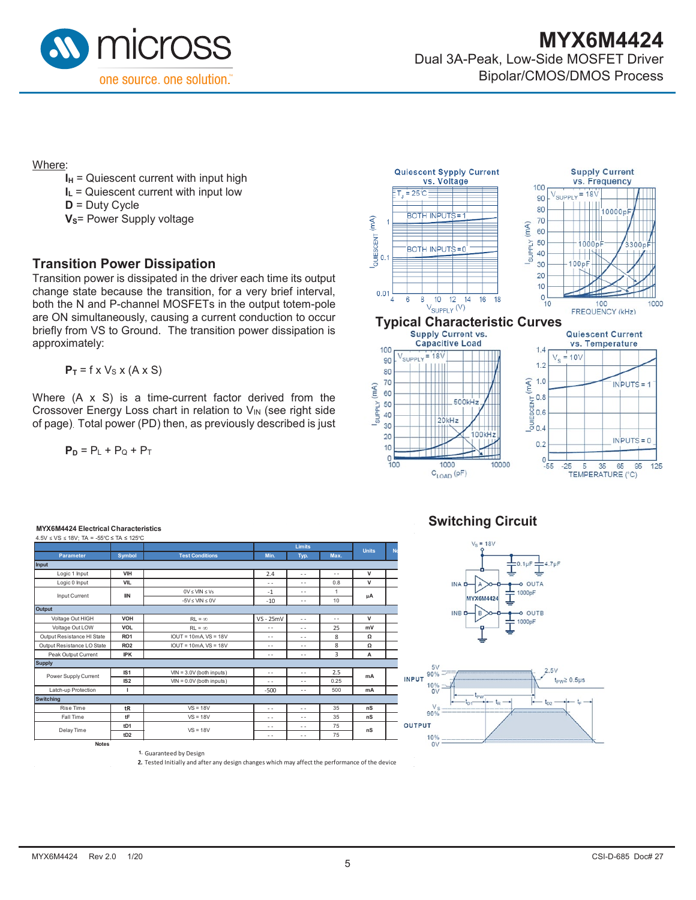Where:

- $I_H$ = Quiescent current with input high
- $I_L$ = Quiescent current with input low
- **D** = Duty Cycle
- $V_S$= Power Supply voltage

## Transition Power Dissipation

Transition power is dissipated in the driver each time its output change state because the transition, for a very brief interval, both the N and P-channel MOSFETs in the output totem-pole are ON simultaneously, causing a current conduction to occur briefly from VS to Ground. The transition power dissipation is approximately:

$$P_T = f \times V_S \times (A \times S)$$

Where (A x S) is a time-current factor derived from the Crossover Energy Loss chart in relation to $V_{IN}$ (see right side of page). Total power (PD) then, as previously described is just

$$P_D = P_L + P_Q + P_T$$

## Typical Characteristic Curves

Quiescent Sypply Current vs. Voltage

Supply Current vs. Frequency

Supply Current vs. Capacitive Load

Quiescent Current vs. Temperature

**MYX6M4424 Electrical Characteristics**

4.5V ≤ VS ≤ 18V; TA = -55°C ≤ TA ≤ 125°C

| Parameter | Symbol | Test Conditions | Limits Min. | Typ. | Max. | Units | Notes |
|---|---|---|---|---|---|---|---|
| **Input** | | | | | | | |
| Logic 1 Input | VIH | | 2.4 | - - | - - | V | |
| Logic 0 Input | VIL | | - - | - - | 0.8 | V | |
| Input Current | IIN | 0V ≤ VIN ≤ Vs | -1 | - - | 1 | µA | |
| | | -5V ≤ VIN ≤ 0V | -10 | - - | 10 | | |
| **Output** | | | | | | | |
| Voltage Out HIGH | VOH | RL = ∞ | VS - 25mV | - - | - - | V | |
| Voltage Out LOW | VOL | RL = ∞ | - - | - - | 25 | mV | |
| Output Resistance HI State | RO1 | IOUT = 10mA, VS = 18V | - - | - - | 8 | Ω | |
| Output Resistance LO State | RO2 | IOUT = 10mA, VS = 18V | - - | - - | 8 | Ω | |
| Peak Output Current | IPK | | - - | - - | 3 | A | |
| **Supply** | | | | | | | |
| Power Supply Current | IS1 | VIN = 3.0V (both inputs) | - - | - - | 2.5 | mA | |
| | IS2 | VIN = 0.0V (both inputs) | - - | - - | 0.25 | | |
| Latch-up Protection | I | | -500 | - - | 500 | mA | |
| **Switching** | | | | | | | |
| Rise Time | tR | VS = 18V | - - | - - | 35 | nS | |
| Fall Time | tF | VS = 18V | - - | - - | 35 | nS | |
| Delay Time | tD1 | VS = 18V | - - | - - | 75 | nS | |
| | tD2 | | - - | - - | 75 | | |

**Notes**

1. Guaranteed by Design
2. Tested Initially and after any design changes which may affect the performance of the device

## Switching Circuit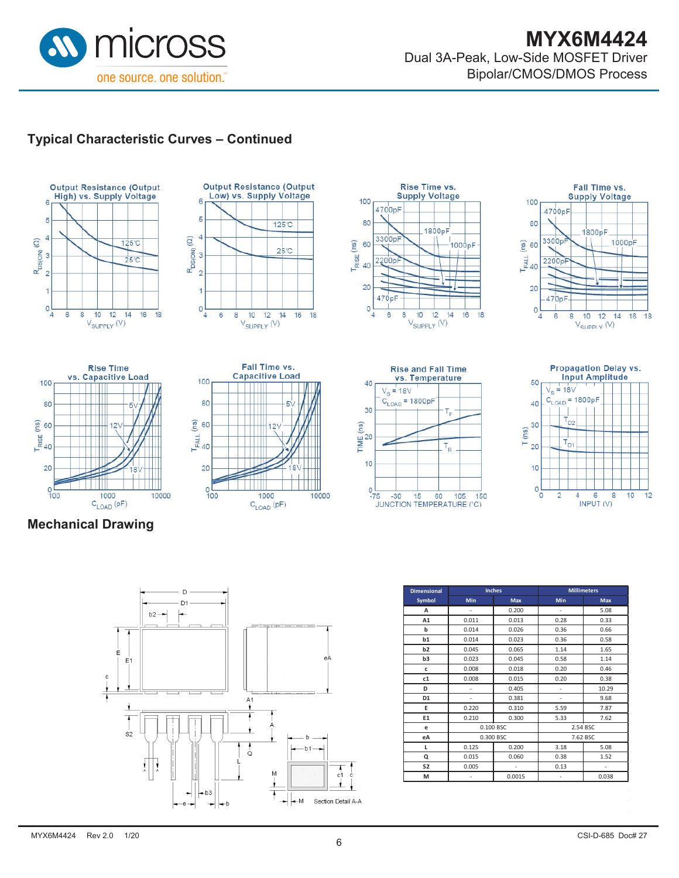## Typical Characteristic Curves – Continued

Output Resistance (Output High) vs. Supply Voltage

$R_{DS(ON)}$ (Ω)

125°C

25°C

$V_{SUPPLY}$ (V)

Output Resistance (Output Low) vs. Supply Voltage

$R_{DS(ON)}$ (Ω)

125°C

25°C

$V_{SUPPLY}$ (V)

Rise Time vs. Supply Voltage

$T_{RISE}$ (ns)

4700pF

1800pF

1000pF

3300pF

2200pF

470pF

$V_{SUPPLY}$ (V)

Fall Time vs. Supply Voltage

$T_{FALL}$ (ns)

4700pF

1800pF

1000pF

3300pF

2200pF

470pF

$V_{SUPPLY}$ (V)

Rise Time vs. Capacitive Load

$T_{RISE}$ (ns)

5V

12V

18V

$C_{LOAD}$ (pF)

Fall Time vs. Capacitive Load

$T_{FALL}$ (ns)

5V

12V

18V

$C_{LOAD}$ (pF)

Rise and Fall Time vs. Temperature

$V_S$ = 18V

$C_{LOAD}$ = 1800pF

$T_F$

$T_R$

TIME (ns)

JUNCTION TEMPERATURE (°C)

Propagation Delay vs. Input Amplitude

$V_S$ = 18V

$C_{LOAD}$ = 1800pF

$T_{D2}$

$T_{D1}$

T (ns)

INPUT (V)

## Mechanical Drawing

D, D1, b2, E, E1, c, eA, A1, A, S2, Q, L, M, b, b1, c1, e, b3

Section Detail A-A

| Dimensional Symbol | Inches | | Millimeters | |
|---|---|---|---|---|
| | Min | Max | Min | Max |
| A | - | 0.200 | - | 5.08 |
| A1 | 0.011 | 0.013 | 0.28 | 0.33 |
| b | 0.014 | 0.026 | 0.36 | 0.66 |
| b1 | 0.014 | 0.023 | 0.36 | 0.58 |
| b2 | 0.045 | 0.065 | 1.14 | 1.65 |
| b3 | 0.023 | 0.045 | 0.58 | 1.14 |
| c | 0.008 | 0.018 | 0.20 | 0.46 |
| c1 | 0.008 | 0.015 | 0.20 | 0.38 |
| D | - | 0.405 | - | 10.29 |
| D1 | - | 0.381 | - | 9.68 |
| E | 0.220 | 0.310 | 5.59 | 7.87 |
| E1 | 0.210 | 0.300 | 5.33 | 7.62 |
| e | 0.100 BSC | | 2.54 BSC | |
| eA | 0.300 BSC | | 7.62 BSC | |
| L | 0.125 | 0.200 | 3.18 | 5.08 |
| Q | 0.015 | 0.060 | 0.38 | 1.52 |
| S2 | 0.005 | - | 0.13 | - |
| M | - | 0.0015 | - | 0.038 |